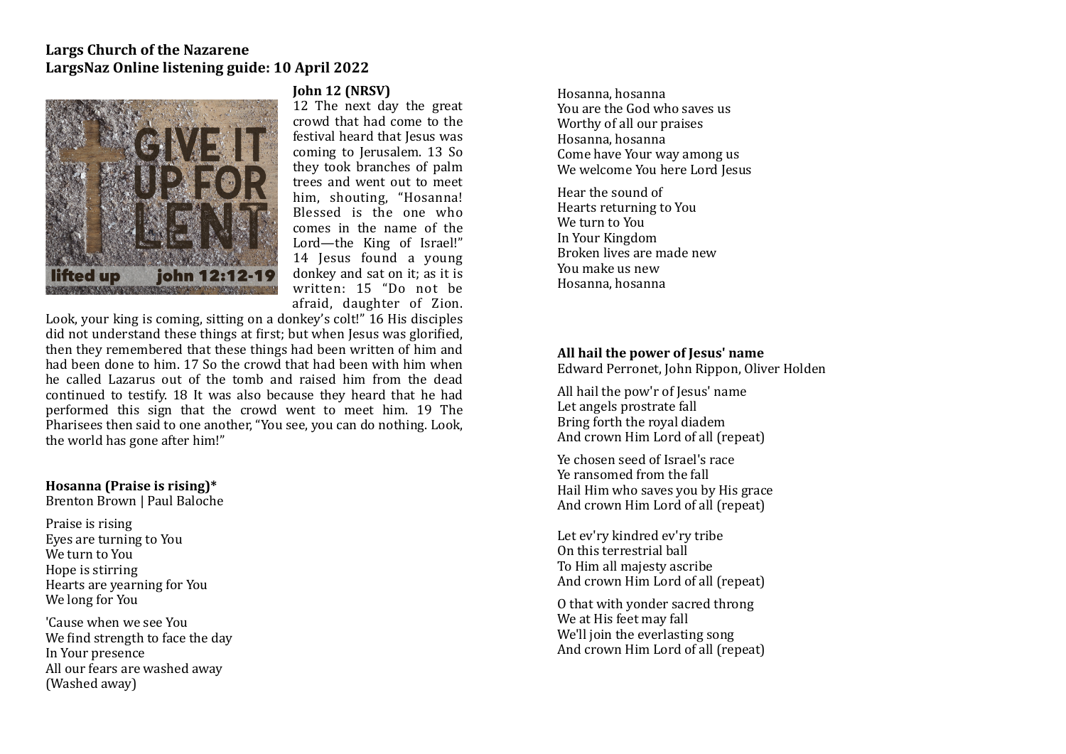**Largs Church of the Nazarene**
**LargsNaz Online listening guide: 10 April 2022**

**John 12 (NRSV)**

12 The next day the great crowd that had come to the festival heard that Jesus was coming to Jerusalem. 13 So they took branches of palm trees and went out to meet him, shouting, "Hosanna! Blessed is the one who comes in the name of the Lord—the King of Israel!" 14 Jesus found a young donkey and sat on it; as it is written: 15 "Do not be afraid, daughter of Zion. Look, your king is coming, sitting on a donkey's colt!" 16 His disciples did not understand these things at first; but when Jesus was glorified, then they remembered that these things had been written of him and had been done to him. 17 So the crowd that had been with him when he called Lazarus out of the tomb and raised him from the dead continued to testify. 18 It was also because they heard that he had performed this sign that the crowd went to meet him. 19 The Pharisees then said to one another, "You see, you can do nothing. Look, the world has gone after him!"

**Hosanna (Praise is rising)***
Brenton Brown | Paul Baloche

Praise is rising
Eyes are turning to You
We turn to You
Hope is stirring
Hearts are yearning for You
We long for You

'Cause when we see You
We find strength to face the day
In Your presence
All our fears are washed away
(Washed away)

Hosanna, hosanna
You are the God who saves us
Worthy of all our praises
Hosanna, hosanna
Come have Your way among us
We welcome You here Lord Jesus

Hear the sound of
Hearts returning to You
We turn to You
In Your Kingdom
Broken lives are made new
You make us new
Hosanna, hosanna

**All hail the power of Jesus' name**
Edward Perronet, John Rippon, Oliver Holden

All hail the pow'r of Jesus' name
Let angels prostrate fall
Bring forth the royal diadem
And crown Him Lord of all (repeat)

Ye chosen seed of Israel's race
Ye ransomed from the fall
Hail Him who saves you by His grace
And crown Him Lord of all (repeat)

Let ev'ry kindred ev'ry tribe
On this terrestrial ball
To Him all majesty ascribe
And crown Him Lord of all (repeat)

O that with yonder sacred throng
We at His feet may fall
We'll join the everlasting song
And crown Him Lord of all (repeat)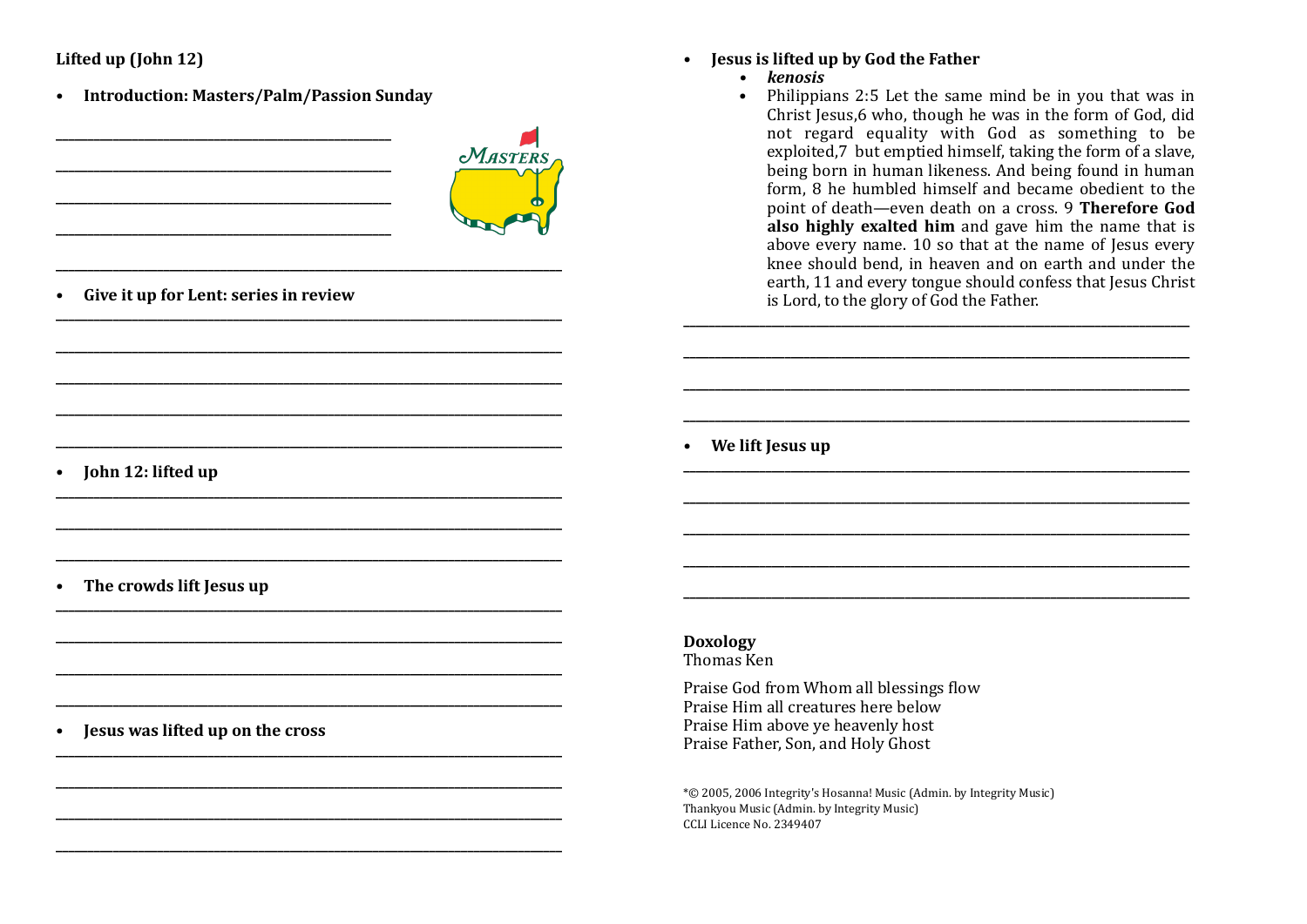**Lifted up (John 12)**

- **Introduction: Masters/Palm/Passion Sunday**

- **Give it up for Lent: series in review**

- **John 12: lifted up**

- **The crowds lift Jesus up**

- **Jesus was lifted up on the cross**

- **Jesus is lifted up by God the Father**
  - ***kenosis***
  - Philippians 2:5 Let the same mind be in you that was in Christ Jesus,6 who, though he was in the form of God, did not regard equality with God as something to be exploited,7 but emptied himself, taking the form of a slave, being born in human likeness. And being found in human form, 8 he humbled himself and became obedient to the point of death—even death on a cross. 9 **Therefore God also highly exalted him** and gave him the name that is above every name. 10 so that at the name of Jesus every knee should bend, in heaven and on earth and under the earth, 11 and every tongue should confess that Jesus Christ is Lord, to the glory of God the Father.

- **We lift Jesus up**

**Doxology**
Thomas Ken

Praise God from Whom all blessings flow
Praise Him all creatures here below
Praise Him above ye heavenly host
Praise Father, Son, and Holy Ghost

*© 2005, 2006 Integrity's Hosanna! Music (Admin. by Integrity Music)
Thankyou Music (Admin. by Integrity Music)
CCLI Licence No. 2349407